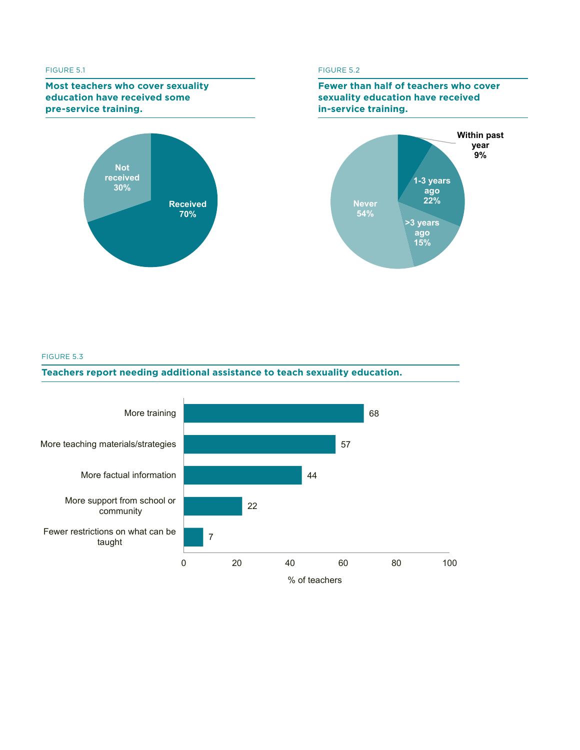FIGURE 5.1

**Most teachers who cover sexuality education have received some pre-service training.**

| | % |
|---|---|
| Received | 70% |
| Not received | 30% |

FIGURE 5.2

**Fewer than half of teachers who cover sexuality education have received in-service training.**

| | % |
|---|---|
| Within past year | 9% |
| 1-3 years ago | 22% |
| >3 years ago | 15% |
| Never | 54% |

FIGURE 5.3

**Teachers report needing additional assistance to teach sexuality education.**

| | % of teachers |
|---|---|
| More training | 68 |
| More teaching materials/strategies | 57 |
| More factual information | 44 |
| More support from school or community | 22 |
| Fewer restrictions on what can be taught | 7 |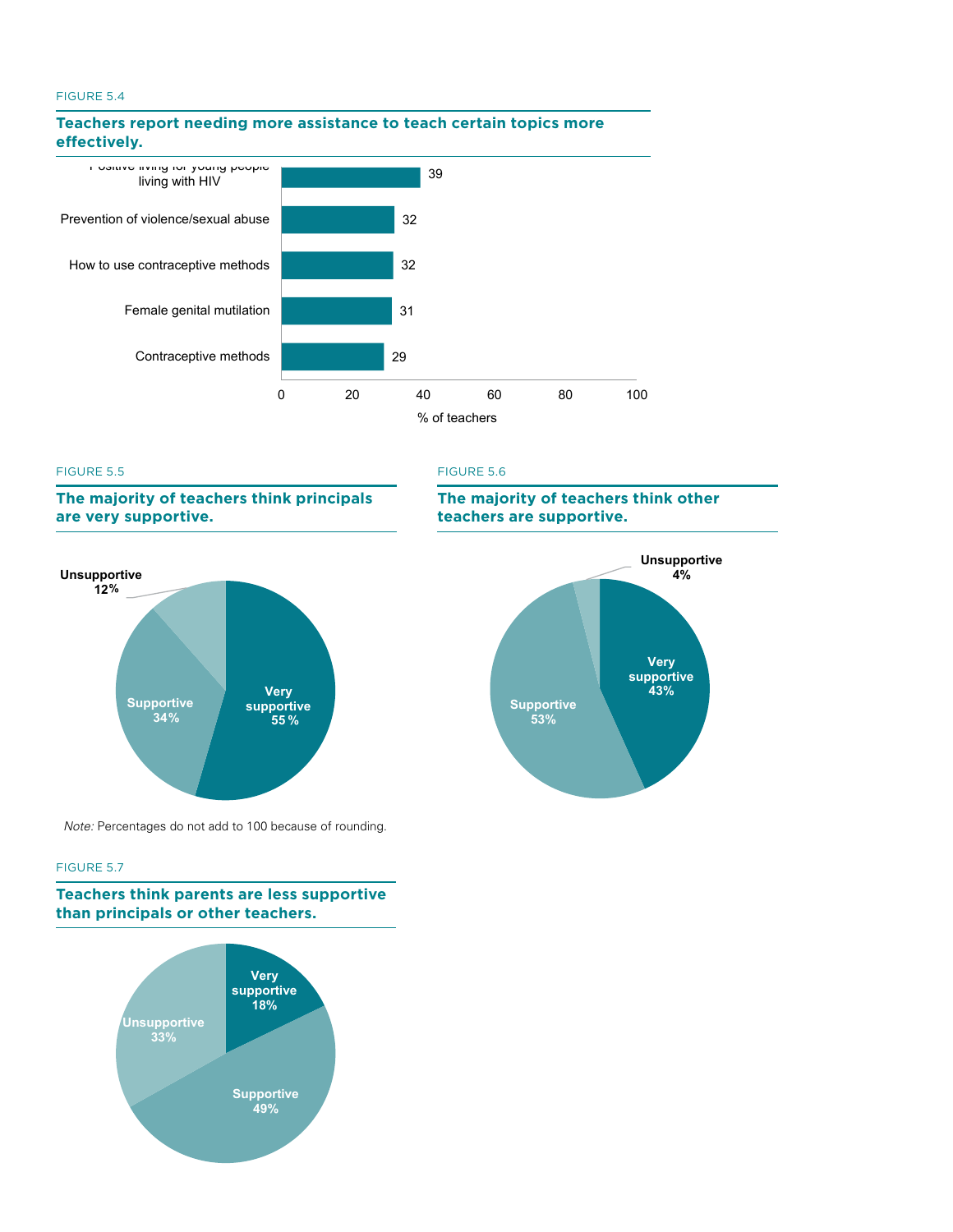FIGURE 5.4

**Teachers report needing more assistance to teach certain topics more effectively.**

Positive living for young people living with HIV 39

Prevention of violence/sexual abuse 32

How to use contraceptive methods 32

Female genital mutilation 31

Contraceptive methods 29

0 20 40 60 80 100

% of teachers

FIGURE 5.5

**The majority of teachers think principals are very supportive.**

Unsupportive 12%

Supportive 34%

Very supportive 55 %

*Note:* Percentages do not add to 100 because of rounding.

FIGURE 5.6

**The majority of teachers think other teachers are supportive.**

Unsupportive 4%

Very supportive 43%

Supportive 53%

FIGURE 5.7

**Teachers think parents are less supportive than principals or other teachers.**

Very supportive 18%

Unsupportive 33%

Supportive 49%